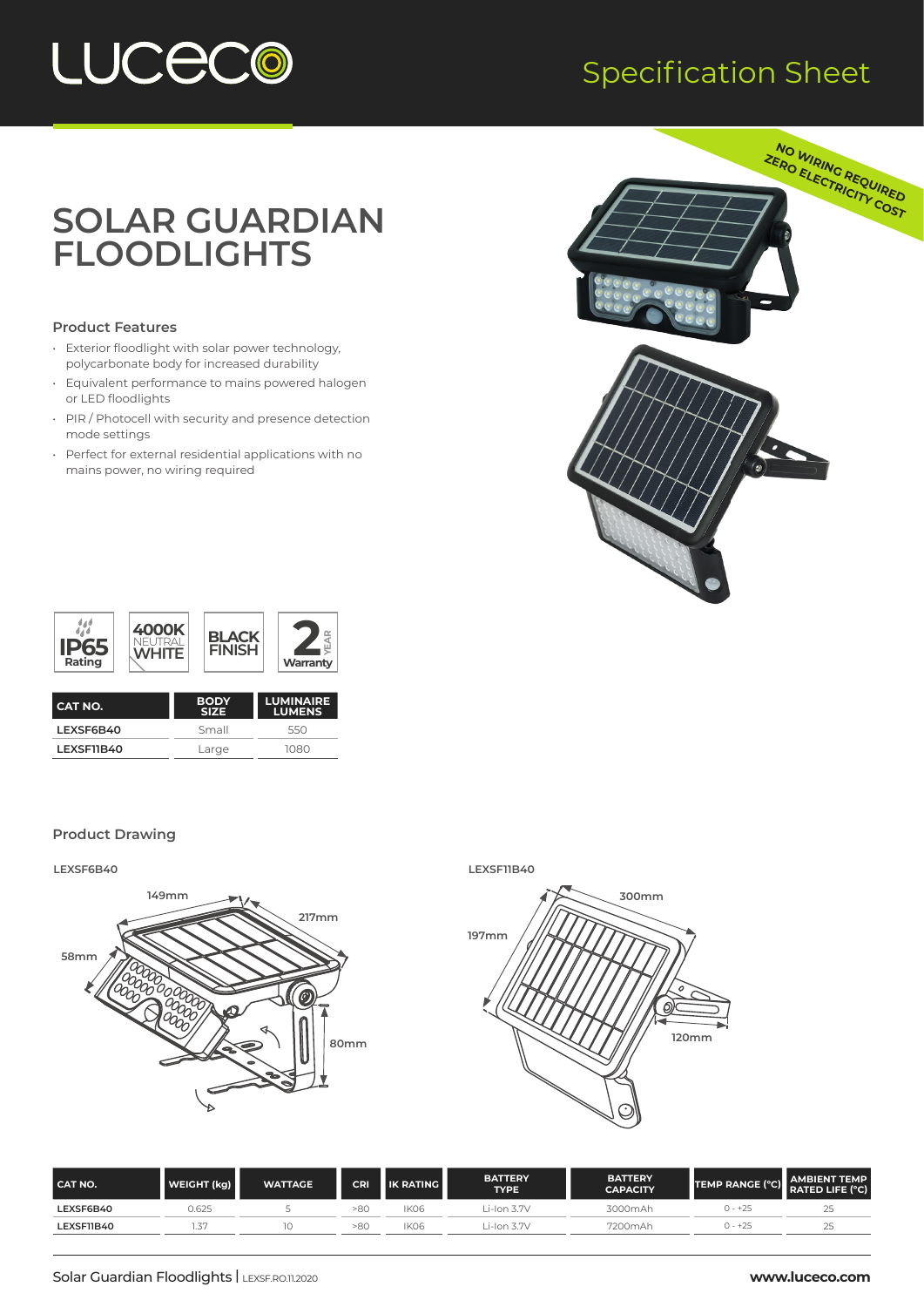# LUCECO

## Specification Sheet

NO WIRING REQUIRED
ZERO ELECTRICITY COST

# SOLAR GUARDIAN FLOODLIGHTS

### Product Features

- Exterior floodlight with solar power technology, polycarbonate body for increased durability
- Equivalent performance to mains powered halogen or LED floodlights
- PIR / Photocell with security and presence detection mode settings
- Perfect for external residential applications with no mains power, no wiring required

IP65 Rating | 4000K NEUTRAL WHITE | BLACK FINISH | 2 YEAR Warranty

| CAT NO. | BODY SIZE | LUMINAIRE LUMENS |
|---|---|---|
| LEXSF6B40 | Small | 550 |
| LEXSF11B40 | Large | 1080 |

### Product Drawing

LEXSF6B40

149mm, 217mm, 58mm, 80mm

LEXSF11B40

300mm, 197mm, 120mm

| CAT NO. | WEIGHT (kg) | WATTAGE | CRI | IK RATING | BATTERY TYPE | BATTERY CAPACITY | TEMP RANGE (°C) | AMBIENT TEMP RATED LIFE (°C) |
|---|---|---|---|---|---|---|---|---|
| LEXSF6B40 | 0.625 | 5 | >80 | IK06 | Li-Ion 3.7V | 3000mAh | 0 - +25 | 25 |
| LEXSF11B40 | 1.37 | 10 | >80 | IK06 | Li-Ion 3.7V | 7200mAh | 0 - +25 | 25 |

Solar Guardian Floodlights | LEXSF.RO.11.2020 www.luceco.com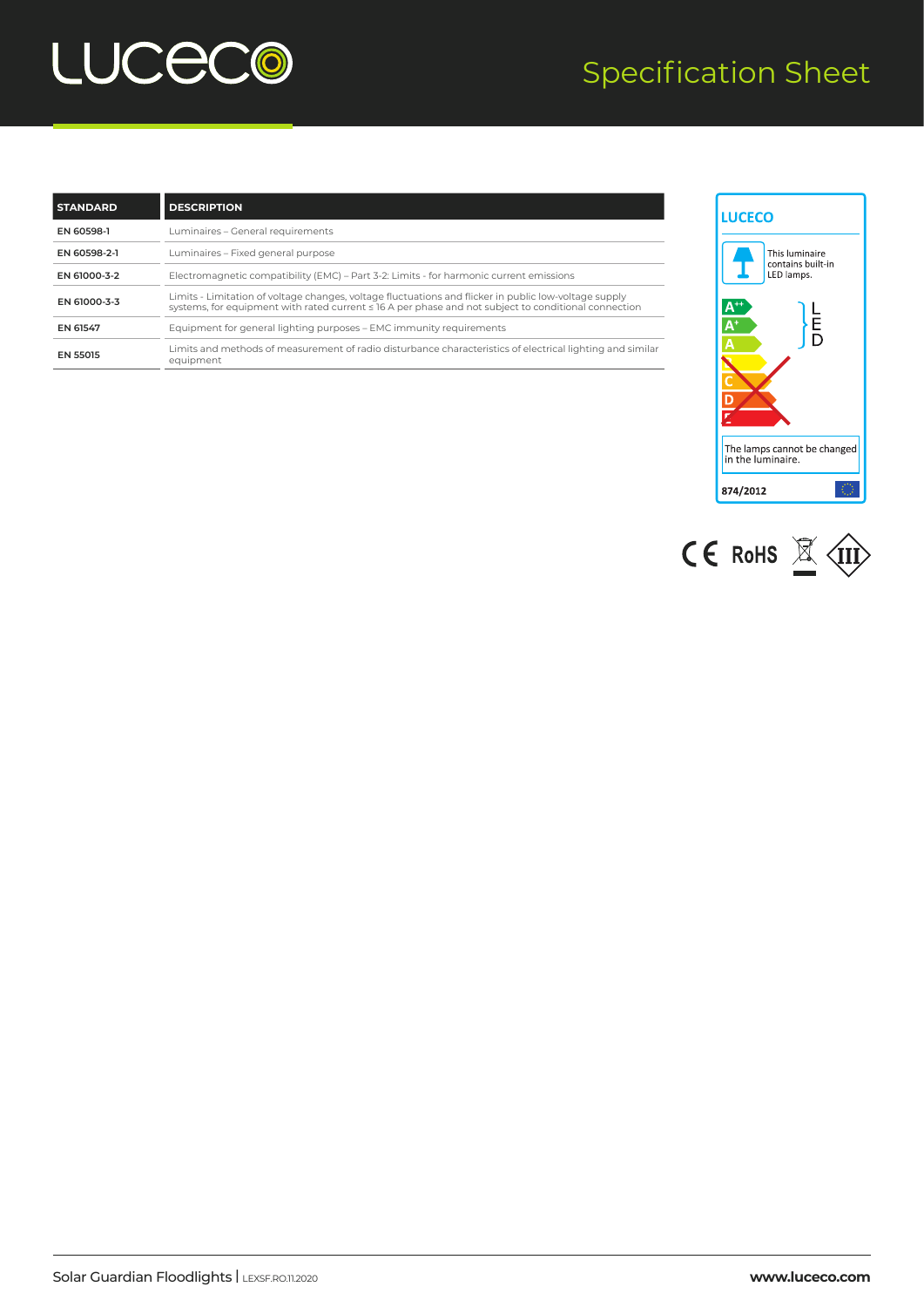# Specification Sheet

| STANDARD | DESCRIPTION |
|---|---|
| EN 60598-1 | Luminaires – General requirements |
| EN 60598-2-1 | Luminaires – Fixed general purpose |
| EN 61000-3-2 | Electromagnetic compatibility (EMC) – Part 3-2: Limits - for harmonic current emissions |
| EN 61000-3-3 | Limits - Limitation of voltage changes, voltage fluctuations and flicker in public low-voltage supply systems, for equipment with rated current ≤ 16 A per phase and not subject to conditional connection |
| EN 61547 | Equipment for general lighting purposes – EMC immunity requirements |
| EN 55015 | Limits and methods of measurement of radio disturbance characteristics of electrical lighting and similar equipment |

LUCECO

This luminaire contains built-in LED lamps.

A++
A+
A
B
C
D
E

LED

The lamps cannot be changed in the luminaire.

874/2012

CE RoHS III

Solar Guardian Floodlights | LEXSF.RO.11.2020

www.luceco.com